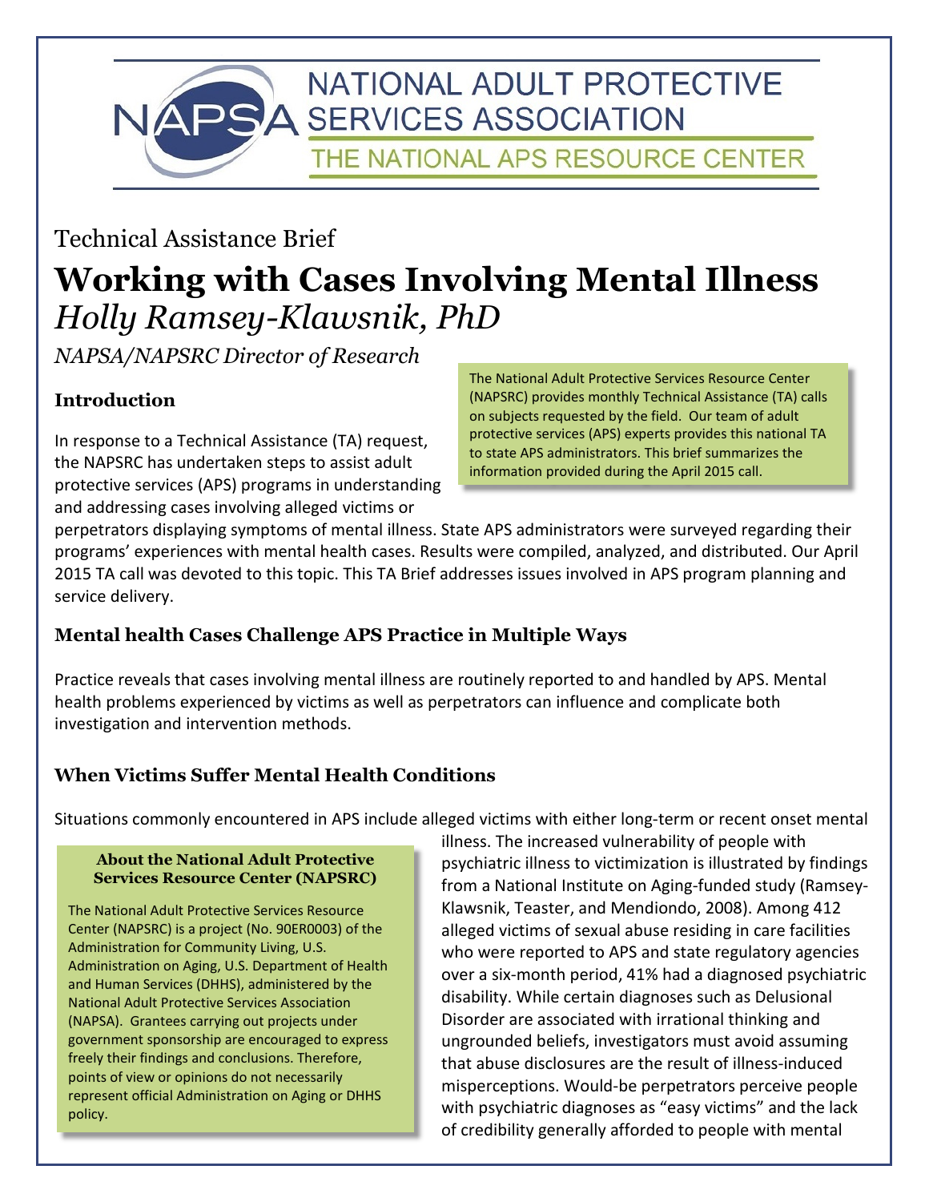NATIONAL ADULT PROTECTIVE SERVICES ASSOCIATION

THE NATIONAL APS RESOURCE CENTER

Technical Assistance Brief

# Working with Cases Involving Mental Illness

*Holly Ramsey-Klawsnik, PhD*

*NAPSA/NAPSRC Director of Research*

> The National Adult Protective Services Resource Center (NAPSRC) provides monthly Technical Assistance (TA) calls on subjects requested by the field. Our team of adult protective services (APS) experts provides this national TA to state APS administrators. This brief summarizes the information provided during the April 2015 call.

## Introduction

In response to a Technical Assistance (TA) request, the NAPSRC has undertaken steps to assist adult protective services (APS) programs in understanding and addressing cases involving alleged victims or perpetrators displaying symptoms of mental illness. State APS administrators were surveyed regarding their programs' experiences with mental health cases. Results were compiled, analyzed, and distributed. Our April 2015 TA call was devoted to this topic. This TA Brief addresses issues involved in APS program planning and service delivery.

## Mental health Cases Challenge APS Practice in Multiple Ways

Practice reveals that cases involving mental illness are routinely reported to and handled by APS. Mental health problems experienced by victims as well as perpetrators can influence and complicate both investigation and intervention methods.

## When Victims Suffer Mental Health Conditions

Situations commonly encountered in APS include alleged victims with either long-term or recent onset mental illness. The increased vulnerability of people with psychiatric illness to victimization is illustrated by findings from a National Institute on Aging-funded study (Ramsey-Klawsnik, Teaster, and Mendiondo, 2008). Among 412 alleged victims of sexual abuse residing in care facilities who were reported to APS and state regulatory agencies over a six-month period, 41% had a diagnosed psychiatric disability. While certain diagnoses such as Delusional Disorder are associated with irrational thinking and ungrounded beliefs, investigators must avoid assuming that abuse disclosures are the result of illness-induced misperceptions. Would-be perpetrators perceive people with psychiatric diagnoses as "easy victims" and the lack of credibility generally afforded to people with mental

> **About the National Adult Protective Services Resource Center (NAPSRC)**
>
> The National Adult Protective Services Resource Center (NAPSRC) is a project (No. 90ER0003) of the Administration for Community Living, U.S. Administration on Aging, U.S. Department of Health and Human Services (DHHS), administered by the National Adult Protective Services Association (NAPSA). Grantees carrying out projects under government sponsorship are encouraged to express freely their findings and conclusions. Therefore, points of view or opinions do not necessarily represent official Administration on Aging or DHHS policy.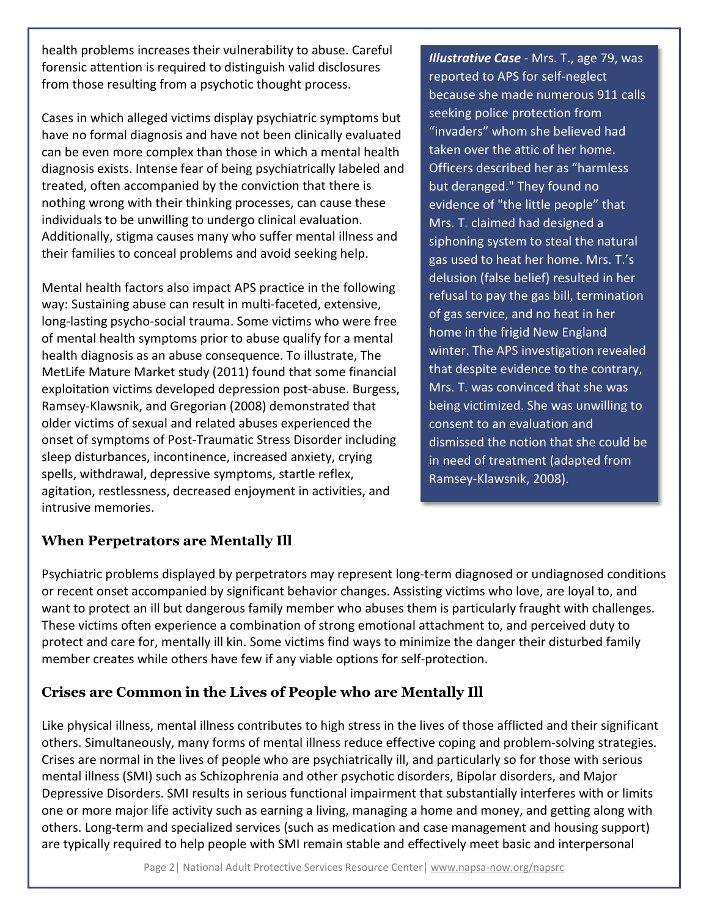health problems increases their vulnerability to abuse. Careful forensic attention is required to distinguish valid disclosures from those resulting from a psychotic thought process.

Cases in which alleged victims display psychiatric symptoms but have no formal diagnosis and have not been clinically evaluated can be even more complex than those in which a mental health diagnosis exists. Intense fear of being psychiatrically labeled and treated, often accompanied by the conviction that there is nothing wrong with their thinking processes, can cause these individuals to be unwilling to undergo clinical evaluation. Additionally, stigma causes many who suffer mental illness and their families to conceal problems and avoid seeking help.

Mental health factors also impact APS practice in the following way: Sustaining abuse can result in multi-faceted, extensive, long-lasting psycho-social trauma. Some victims who were free of mental health symptoms prior to abuse qualify for a mental health diagnosis as an abuse consequence. To illustrate, The MetLife Mature Market study (2011) found that some financial exploitation victims developed depression post-abuse. Burgess, Ramsey-Klawsnik, and Gregorian (2008) demonstrated that older victims of sexual and related abuses experienced the onset of symptoms of Post-Traumatic Stress Disorder including sleep disturbances, incontinence, increased anxiety, crying spells, withdrawal, depressive symptoms, startle reflex, agitation, restlessness, decreased enjoyment in activities, and intrusive memories.

> ***Illustrative Case*** - Mrs. T., age 79, was reported to APS for self-neglect because she made numerous 911 calls seeking police protection from "invaders" whom she believed had taken over the attic of her home. Officers described her as "harmless but deranged." They found no evidence of "the little people" that Mrs. T. claimed had designed a siphoning system to steal the natural gas used to heat her home. Mrs. T.'s delusion (false belief) resulted in her refusal to pay the gas bill, termination of gas service, and no heat in her home in the frigid New England winter. The APS investigation revealed that despite evidence to the contrary, Mrs. T. was convinced that she was being victimized. She was unwilling to consent to an evaluation and dismissed the notion that she could be in need of treatment (adapted from Ramsey-Klawsnik, 2008).

## When Perpetrators are Mentally Ill

Psychiatric problems displayed by perpetrators may represent long-term diagnosed or undiagnosed conditions or recent onset accompanied by significant behavior changes. Assisting victims who love, are loyal to, and want to protect an ill but dangerous family member who abuses them is particularly fraught with challenges. These victims often experience a combination of strong emotional attachment to, and perceived duty to protect and care for, mentally ill kin. Some victims find ways to minimize the danger their disturbed family member creates while others have few if any viable options for self-protection.

## Crises are Common in the Lives of People who are Mentally Ill

Like physical illness, mental illness contributes to high stress in the lives of those afflicted and their significant others. Simultaneously, many forms of mental illness reduce effective coping and problem-solving strategies. Crises are normal in the lives of people who are psychiatrically ill, and particularly so for those with serious mental illness (SMI) such as Schizophrenia and other psychotic disorders, Bipolar disorders, and Major Depressive Disorders. SMI results in serious functional impairment that substantially interferes with or limits one or more major life activity such as earning a living, managing a home and money, and getting along with others. Long-term and specialized services (such as medication and case management and housing support) are typically required to help people with SMI remain stable and effectively meet basic and interpersonal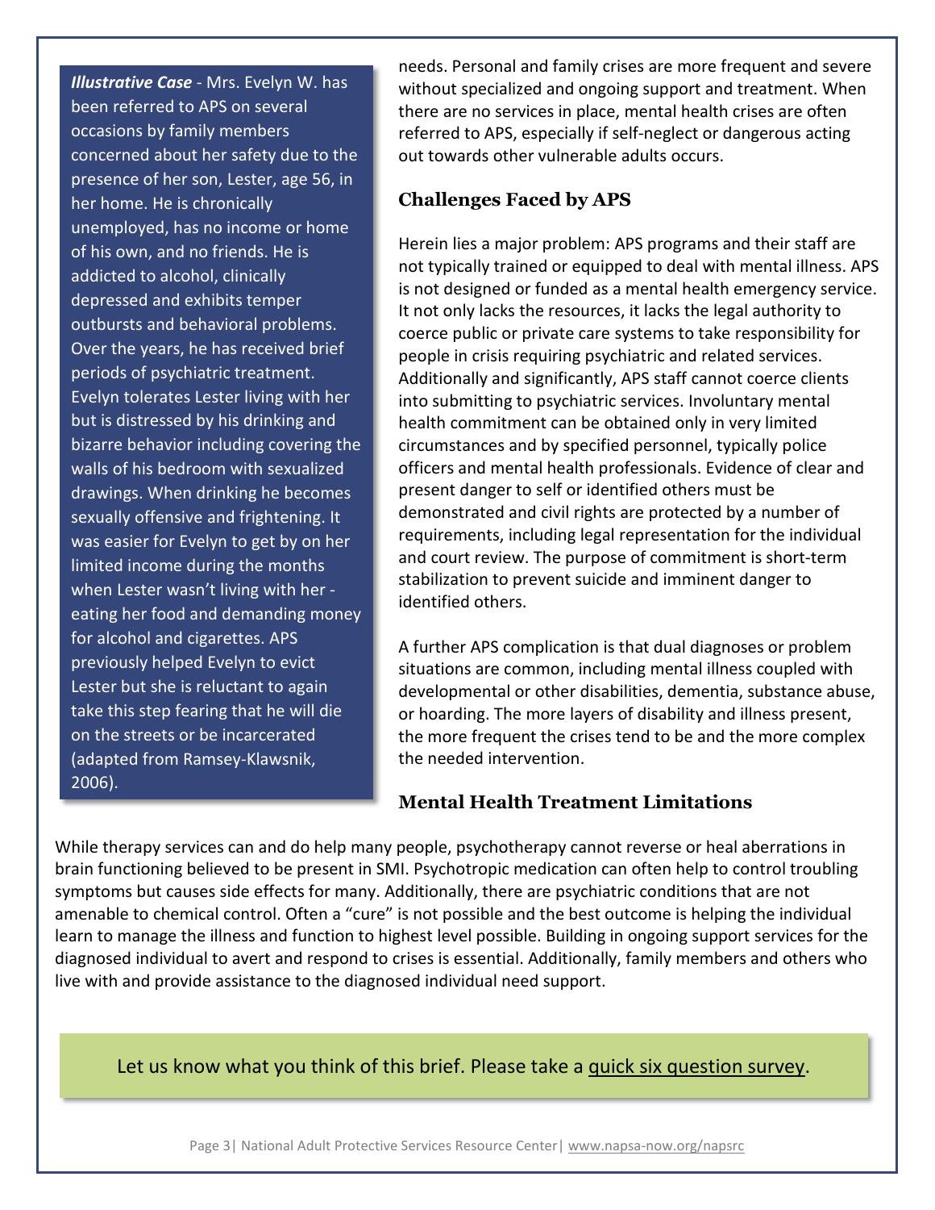***Illustrative Case*** - Mrs. Evelyn W. has been referred to APS on several occasions by family members concerned about her safety due to the presence of her son, Lester, age 56, in her home. He is chronically unemployed, has no income or home of his own, and no friends. He is addicted to alcohol, clinically depressed and exhibits temper outbursts and behavioral problems. Over the years, he has received brief periods of psychiatric treatment. Evelyn tolerates Lester living with her but is distressed by his drinking and bizarre behavior including covering the walls of his bedroom with sexualized drawings. When drinking he becomes sexually offensive and frightening. It was easier for Evelyn to get by on her limited income during the months when Lester wasn't living with her - eating her food and demanding money for alcohol and cigarettes. APS previously helped Evelyn to evict Lester but she is reluctant to again take this step fearing that he will die on the streets or be incarcerated (adapted from Ramsey-Klawsnik, 2006).

needs. Personal and family crises are more frequent and severe without specialized and ongoing support and treatment. When there are no services in place, mental health crises are often referred to APS, especially if self-neglect or dangerous acting out towards other vulnerable adults occurs.

## Challenges Faced by APS

Herein lies a major problem: APS programs and their staff are not typically trained or equipped to deal with mental illness. APS is not designed or funded as a mental health emergency service. It not only lacks the resources, it lacks the legal authority to coerce public or private care systems to take responsibility for people in crisis requiring psychiatric and related services. Additionally and significantly, APS staff cannot coerce clients into submitting to psychiatric services. Involuntary mental health commitment can be obtained only in very limited circumstances and by specified personnel, typically police officers and mental health professionals. Evidence of clear and present danger to self or identified others must be demonstrated and civil rights are protected by a number of requirements, including legal representation for the individual and court review. The purpose of commitment is short-term stabilization to prevent suicide and imminent danger to identified others.

A further APS complication is that dual diagnoses or problem situations are common, including mental illness coupled with developmental or other disabilities, dementia, substance abuse, or hoarding. The more layers of disability and illness present, the more frequent the crises tend to be and the more complex the needed intervention.

## Mental Health Treatment Limitations

While therapy services can and do help many people, psychotherapy cannot reverse or heal aberrations in brain functioning believed to be present in SMI. Psychotropic medication can often help to control troubling symptoms but causes side effects for many. Additionally, there are psychiatric conditions that are not amenable to chemical control. Often a "cure" is not possible and the best outcome is helping the individual learn to manage the illness and function to highest level possible. Building in ongoing support services for the diagnosed individual to avert and respond to crises is essential. Additionally, family members and others who live with and provide assistance to the diagnosed individual need support.

Let us know what you think of this brief. Please take a quick six question survey.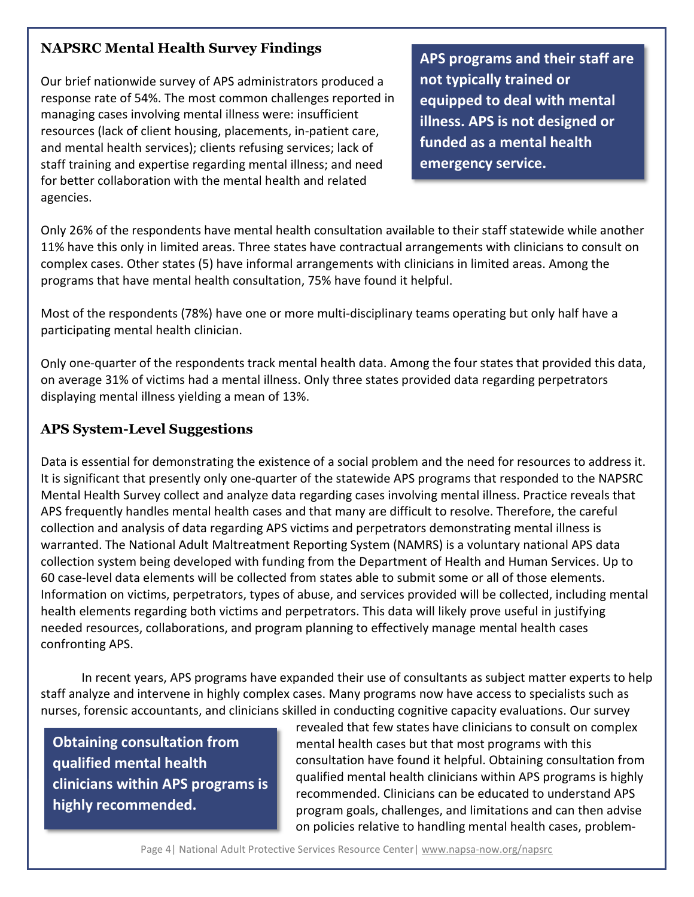## NAPSRC Mental Health Survey Findings

Our brief nationwide survey of APS administrators produced a response rate of 54%. The most common challenges reported in managing cases involving mental illness were: insufficient resources (lack of client housing, placements, in-patient care, and mental health services); clients refusing services; lack of staff training and expertise regarding mental illness; and need for better collaboration with the mental health and related agencies.

**APS programs and their staff are not typically trained or equipped to deal with mental illness. APS is not designed or funded as a mental health emergency service.**

Only 26% of the respondents have mental health consultation available to their staff statewide while another 11% have this only in limited areas. Three states have contractual arrangements with clinicians to consult on complex cases. Other states (5) have informal arrangements with clinicians in limited areas. Among the programs that have mental health consultation, 75% have found it helpful.

Most of the respondents (78%) have one or more multi-disciplinary teams operating but only half have a participating mental health clinician.

Only one-quarter of the respondents track mental health data. Among the four states that provided this data, on average 31% of victims had a mental illness. Only three states provided data regarding perpetrators displaying mental illness yielding a mean of 13%.

## APS System-Level Suggestions

Data is essential for demonstrating the existence of a social problem and the need for resources to address it. It is significant that presently only one-quarter of the statewide APS programs that responded to the NAPSRC Mental Health Survey collect and analyze data regarding cases involving mental illness. Practice reveals that APS frequently handles mental health cases and that many are difficult to resolve. Therefore, the careful collection and analysis of data regarding APS victims and perpetrators demonstrating mental illness is warranted. The National Adult Maltreatment Reporting System (NAMRS) is a voluntary national APS data collection system being developed with funding from the Department of Health and Human Services. Up to 60 case-level data elements will be collected from states able to submit some or all of those elements. Information on victims, perpetrators, types of abuse, and services provided will be collected, including mental health elements regarding both victims and perpetrators. This data will likely prove useful in justifying needed resources, collaborations, and program planning to effectively manage mental health cases confronting APS.

In recent years, APS programs have expanded their use of consultants as subject matter experts to help staff analyze and intervene in highly complex cases. Many programs now have access to specialists such as nurses, forensic accountants, and clinicians skilled in conducting cognitive capacity evaluations. Our survey revealed that few states have clinicians to consult on complex mental health cases but that most programs with this consultation have found it helpful. Obtaining consultation from qualified mental health clinicians within APS programs is highly recommended. Clinicians can be educated to understand APS program goals, challenges, and limitations and can then advise on policies relative to handling mental health cases, problem-

**Obtaining consultation from qualified mental health clinicians within APS programs is highly recommended.**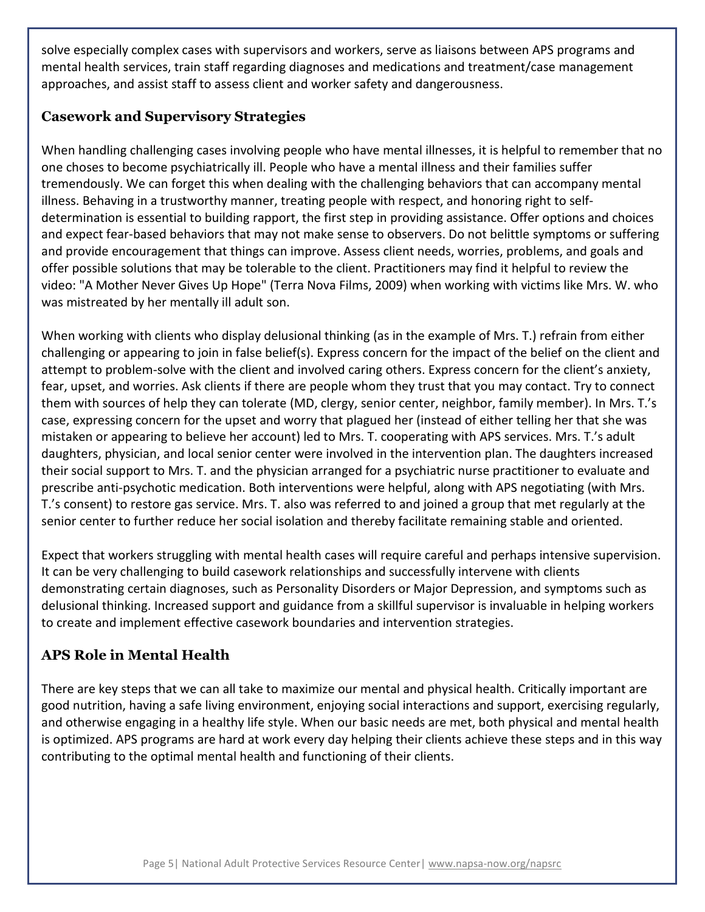solve especially complex cases with supervisors and workers, serve as liaisons between APS programs and mental health services, train staff regarding diagnoses and medications and treatment/case management approaches, and assist staff to assess client and worker safety and dangerousness.

### Casework and Supervisory Strategies

When handling challenging cases involving people who have mental illnesses, it is helpful to remember that no one choses to become psychiatrically ill. People who have a mental illness and their families suffer tremendously. We can forget this when dealing with the challenging behaviors that can accompany mental illness. Behaving in a trustworthy manner, treating people with respect, and honoring right to self-determination is essential to building rapport, the first step in providing assistance. Offer options and choices and expect fear-based behaviors that may not make sense to observers. Do not belittle symptoms or suffering and provide encouragement that things can improve. Assess client needs, worries, problems, and goals and offer possible solutions that may be tolerable to the client. Practitioners may find it helpful to review the video: "A Mother Never Gives Up Hope" (Terra Nova Films, 2009) when working with victims like Mrs. W. who was mistreated by her mentally ill adult son.

When working with clients who display delusional thinking (as in the example of Mrs. T.) refrain from either challenging or appearing to join in false belief(s). Express concern for the impact of the belief on the client and attempt to problem-solve with the client and involved caring others. Express concern for the client's anxiety, fear, upset, and worries. Ask clients if there are people whom they trust that you may contact. Try to connect them with sources of help they can tolerate (MD, clergy, senior center, neighbor, family member). In Mrs. T.'s case, expressing concern for the upset and worry that plagued her (instead of either telling her that she was mistaken or appearing to believe her account) led to Mrs. T. cooperating with APS services. Mrs. T.'s adult daughters, physician, and local senior center were involved in the intervention plan. The daughters increased their social support to Mrs. T. and the physician arranged for a psychiatric nurse practitioner to evaluate and prescribe anti-psychotic medication. Both interventions were helpful, along with APS negotiating (with Mrs. T.'s consent) to restore gas service. Mrs. T. also was referred to and joined a group that met regularly at the senior center to further reduce her social isolation and thereby facilitate remaining stable and oriented.

Expect that workers struggling with mental health cases will require careful and perhaps intensive supervision. It can be very challenging to build casework relationships and successfully intervene with clients demonstrating certain diagnoses, such as Personality Disorders or Major Depression, and symptoms such as delusional thinking. Increased support and guidance from a skillful supervisor is invaluable in helping workers to create and implement effective casework boundaries and intervention strategies.

### APS Role in Mental Health

There are key steps that we can all take to maximize our mental and physical health. Critically important are good nutrition, having a safe living environment, enjoying social interactions and support, exercising regularly, and otherwise engaging in a healthy life style. When our basic needs are met, both physical and mental health is optimized. APS programs are hard at work every day helping their clients achieve these steps and in this way contributing to the optimal mental health and functioning of their clients.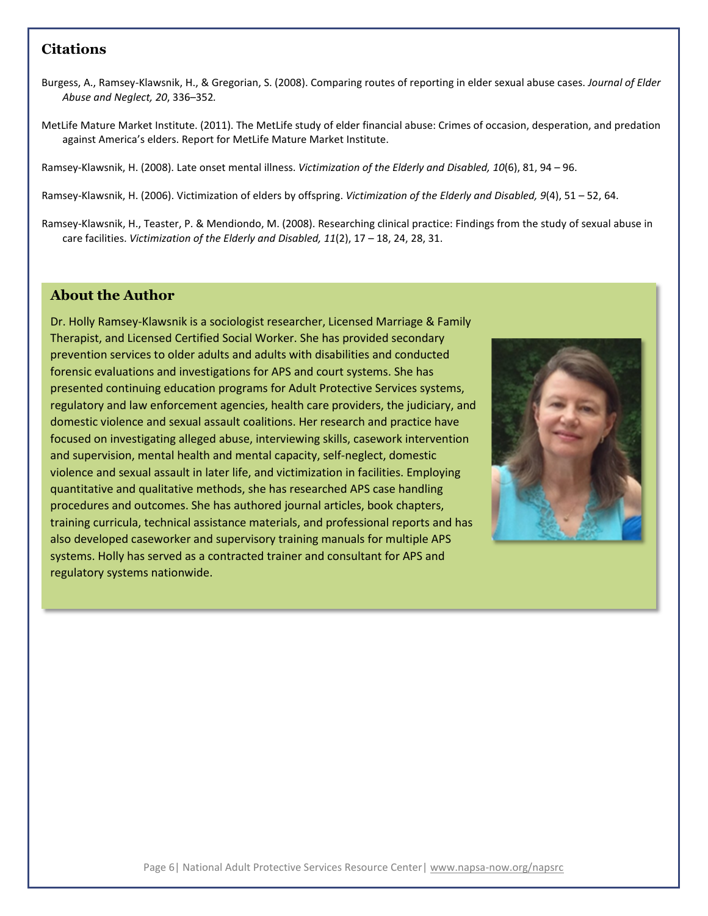## Citations

Burgess, A., Ramsey-Klawsnik, H., & Gregorian, S. (2008). Comparing routes of reporting in elder sexual abuse cases. *Journal of Elder Abuse and Neglect, 20*, 336–352.

MetLife Mature Market Institute. (2011). The MetLife study of elder financial abuse: Crimes of occasion, desperation, and predation against America's elders. Report for MetLife Mature Market Institute.

Ramsey-Klawsnik, H. (2008). Late onset mental illness. *Victimization of the Elderly and Disabled, 10*(6), 81, 94 – 96.

Ramsey-Klawsnik, H. (2006). Victimization of elders by offspring. *Victimization of the Elderly and Disabled, 9*(4), 51 – 52, 64.

Ramsey-Klawsnik, H., Teaster, P. & Mendiondo, M. (2008). Researching clinical practice: Findings from the study of sexual abuse in care facilities. *Victimization of the Elderly and Disabled, 11*(2), 17 – 18, 24, 28, 31.

## About the Author

Dr. Holly Ramsey-Klawsnik is a sociologist researcher, Licensed Marriage & Family Therapist, and Licensed Certified Social Worker. She has provided secondary prevention services to older adults and adults with disabilities and conducted forensic evaluations and investigations for APS and court systems. She has presented continuing education programs for Adult Protective Services systems, regulatory and law enforcement agencies, health care providers, the judiciary, and domestic violence and sexual assault coalitions. Her research and practice have focused on investigating alleged abuse, interviewing skills, casework intervention and supervision, mental health and mental capacity, self-neglect, domestic violence and sexual assault in later life, and victimization in facilities. Employing quantitative and qualitative methods, she has researched APS case handling procedures and outcomes. She has authored journal articles, book chapters, training curricula, technical assistance materials, and professional reports and has also developed caseworker and supervisory training manuals for multiple APS systems. Holly has served as a contracted trainer and consultant for APS and regulatory systems nationwide.